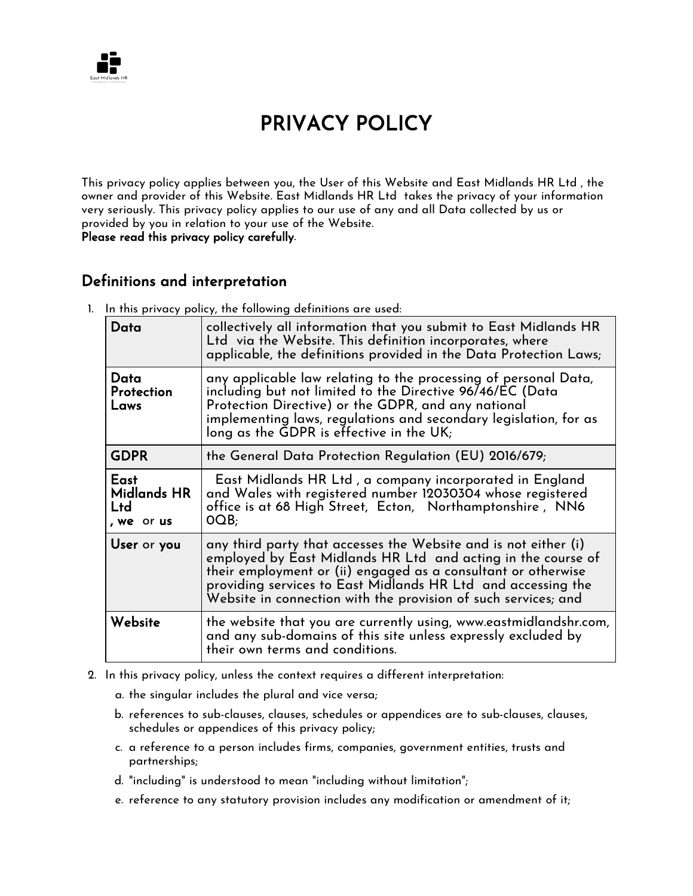# PRIVACY POLICY

This privacy policy applies between you, the User of this Website and East Midlands HR Ltd , the owner and provider of this Website. East Midlands HR Ltd takes the privacy of your information very seriously. This privacy policy applies to our use of any and all Data collected by us or provided by you in relation to your use of the Website.
**Please read this privacy policy carefully**.

## Definitions and interpretation

1. In this privacy policy, the following definitions are used:

| | |
|---|---|
| **Data** | collectively all information that you submit to East Midlands HR Ltd via the Website. This definition incorporates, where applicable, the definitions provided in the Data Protection Laws; |
| **Data Protection Laws** | any applicable law relating to the processing of personal Data, including but not limited to the Directive 96/46/EC (Data Protection Directive) or the GDPR, and any national implementing laws, regulations and secondary legislation, for as long as the GDPR is effective in the UK; |
| **GDPR** | the General Data Protection Regulation (EU) 2016/679; |
| **East Midlands HR Ltd , we** or **us** | East Midlands HR Ltd , a company incorporated in England and Wales with registered number 12030304 whose registered office is at 68 High Street, Ecton, Northamptonshire , NN6 0QB; |
| **User** or **you** | any third party that accesses the Website and is not either (i) employed by East Midlands HR Ltd and acting in the course of their employment or (ii) engaged as a consultant or otherwise providing services to East Midlands HR Ltd and accessing the Website in connection with the provision of such services; and |
| **Website** | the website that you are currently using, www.eastmidlandshr.com, and any sub-domains of this site unless expressly excluded by their own terms and conditions. |

2. In this privacy policy, unless the context requires a different interpretation:
   a. the singular includes the plural and vice versa;
   b. references to sub-clauses, clauses, schedules or appendices are to sub-clauses, clauses, schedules or appendices of this privacy policy;
   c. a reference to a person includes firms, companies, government entities, trusts and partnerships;
   d. "including" is understood to mean "including without limitation";
   e. reference to any statutory provision includes any modification or amendment of it;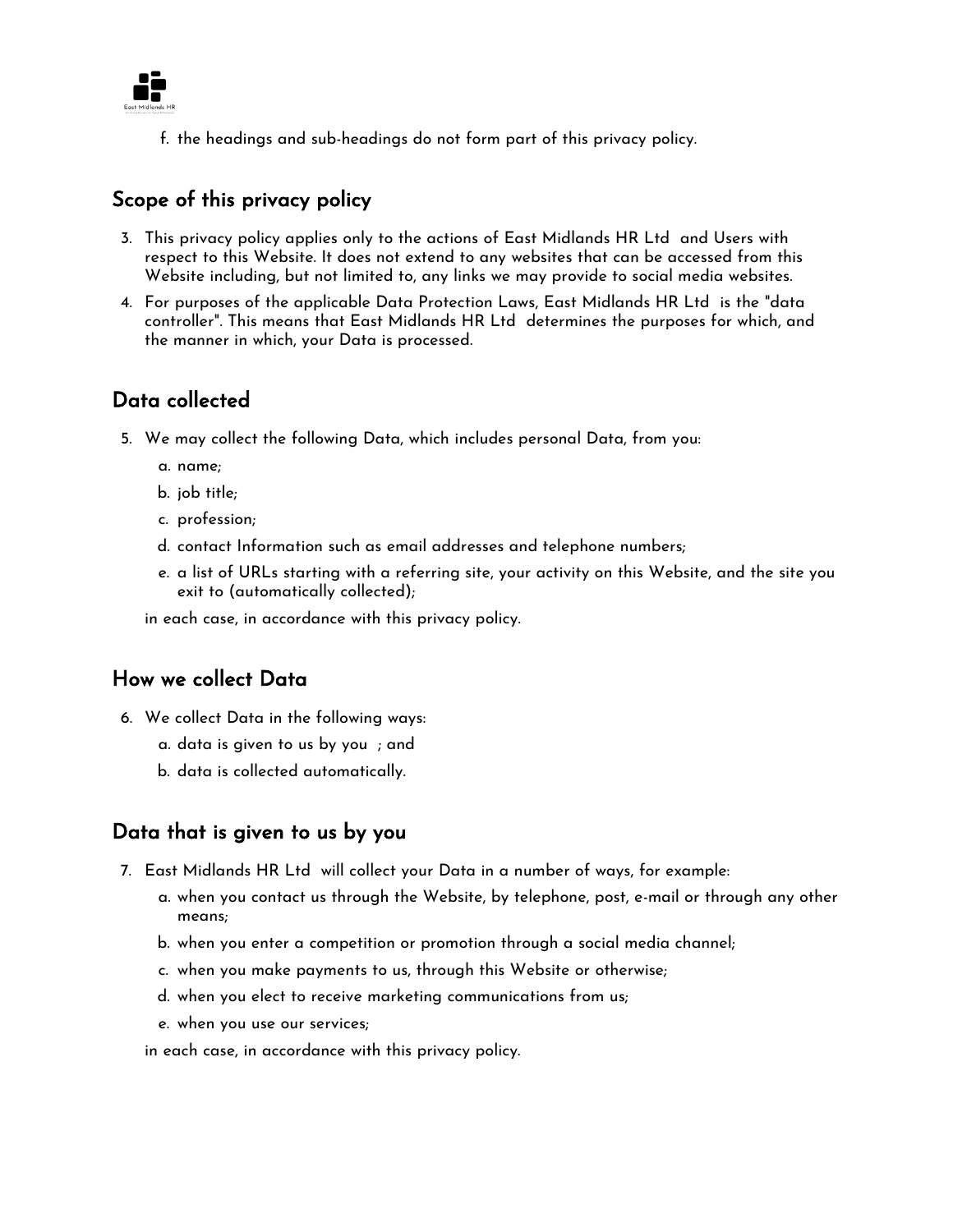f. the headings and sub-headings do not form part of this privacy policy.

## Scope of this privacy policy

3. This privacy policy applies only to the actions of East Midlands HR Ltd and Users with respect to this Website. It does not extend to any websites that can be accessed from this Website including, but not limited to, any links we may provide to social media websites.
4. For purposes of the applicable Data Protection Laws, East Midlands HR Ltd is the "data controller". This means that East Midlands HR Ltd determines the purposes for which, and the manner in which, your Data is processed.

## Data collected

5. We may collect the following Data, which includes personal Data, from you:
   a. name;
   b. job title;
   c. profession;
   d. contact Information such as email addresses and telephone numbers;
   e. a list of URLs starting with a referring site, your activity on this Website, and the site you exit to (automatically collected);

   in each case, in accordance with this privacy policy.

## How we collect Data

6. We collect Data in the following ways:
   a. data is given to us by you ; and
   b. data is collected automatically.

## Data that is given to us by you

7. East Midlands HR Ltd will collect your Data in a number of ways, for example:
   a. when you contact us through the Website, by telephone, post, e-mail or through any other means;
   b. when you enter a competition or promotion through a social media channel;
   c. when you make payments to us, through this Website or otherwise;
   d. when you elect to receive marketing communications from us;
   e. when you use our services;

   in each case, in accordance with this privacy policy.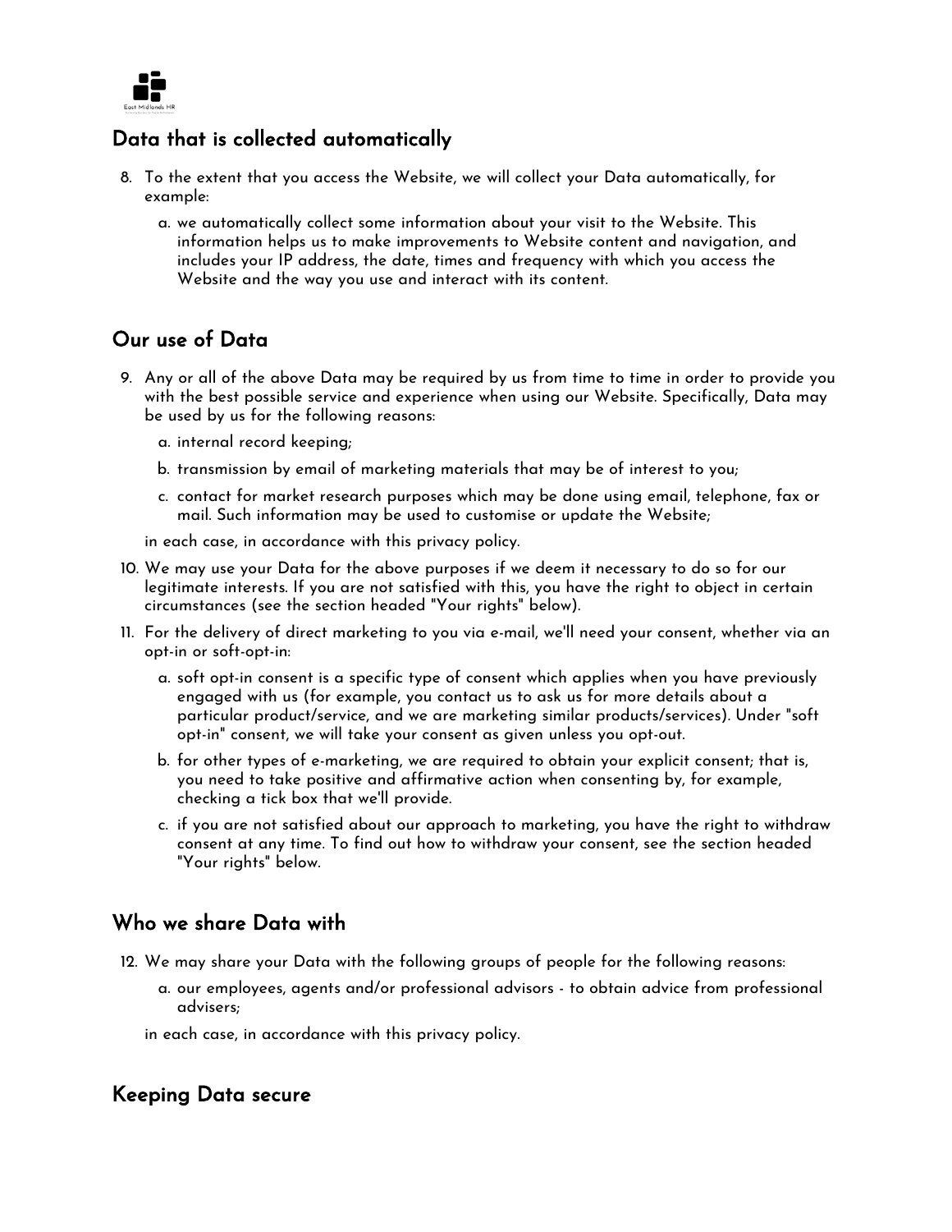## Data that is collected automatically

8. To the extent that you access the Website, we will collect your Data automatically, for example:

   a. we automatically collect some information about your visit to the Website. This information helps us to make improvements to Website content and navigation, and includes your IP address, the date, times and frequency with which you access the Website and the way you use and interact with its content.

## Our use of Data

9. Any or all of the above Data may be required by us from time to time in order to provide you with the best possible service and experience when using our Website. Specifically, Data may be used by us for the following reasons:

   a. internal record keeping;

   b. transmission by email of marketing materials that may be of interest to you;

   c. contact for market research purposes which may be done using email, telephone, fax or mail. Such information may be used to customise or update the Website;

   in each case, in accordance with this privacy policy.

10. We may use your Data for the above purposes if we deem it necessary to do so for our legitimate interests. If you are not satisfied with this, you have the right to object in certain circumstances (see the section headed "Your rights" below).

11. For the delivery of direct marketing to you via e-mail, we'll need your consent, whether via an opt-in or soft-opt-in:

    a. soft opt-in consent is a specific type of consent which applies when you have previously engaged with us (for example, you contact us to ask us for more details about a particular product/service, and we are marketing similar products/services). Under "soft opt-in" consent, we will take your consent as given unless you opt-out.

    b. for other types of e-marketing, we are required to obtain your explicit consent; that is, you need to take positive and affirmative action when consenting by, for example, checking a tick box that we'll provide.

    c. if you are not satisfied about our approach to marketing, you have the right to withdraw consent at any time. To find out how to withdraw your consent, see the section headed "Your rights" below.

## Who we share Data with

12. We may share your Data with the following groups of people for the following reasons:

    a. our employees, agents and/or professional advisors - to obtain advice from professional advisers;

    in each case, in accordance with this privacy policy.

## Keeping Data secure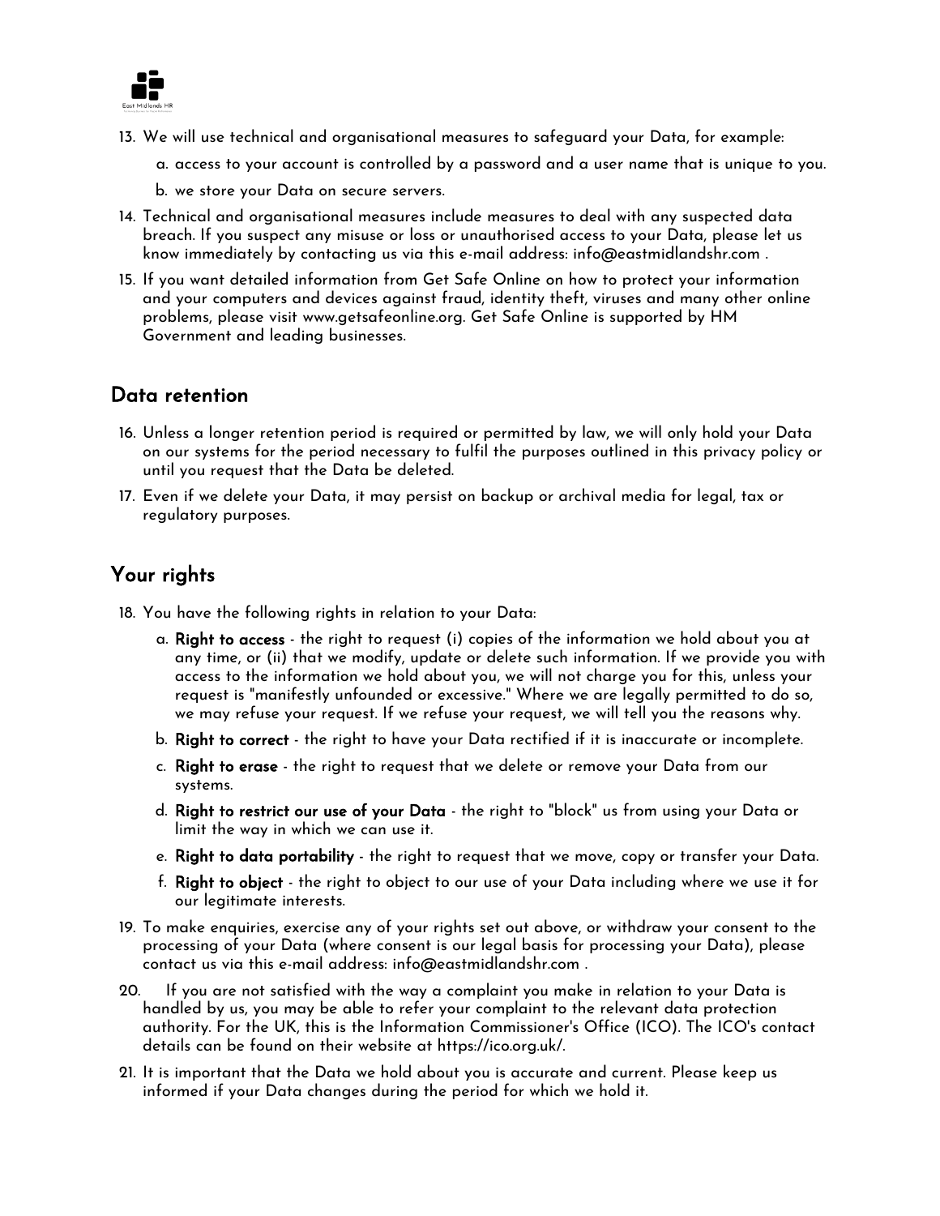13. We will use technical and organisational measures to safeguard your Data, for example:

    a. access to your account is controlled by a password and a user name that is unique to you.

    b. we store your Data on secure servers.

14. Technical and organisational measures include measures to deal with any suspected data breach. If you suspect any misuse or loss or unauthorised access to your Data, please let us know immediately by contacting us via this e-mail address: info@eastmidlandshr.com .

15. If you want detailed information from Get Safe Online on how to protect your information and your computers and devices against fraud, identity theft, viruses and many other online problems, please visit www.getsafeonline.org. Get Safe Online is supported by HM Government and leading businesses.

## Data retention

16. Unless a longer retention period is required or permitted by law, we will only hold your Data on our systems for the period necessary to fulfil the purposes outlined in this privacy policy or until you request that the Data be deleted.

17. Even if we delete your Data, it may persist on backup or archival media for legal, tax or regulatory purposes.

## Your rights

18. You have the following rights in relation to your Data:

    a. **Right to access** - the right to request (i) copies of the information we hold about you at any time, or (ii) that we modify, update or delete such information. If we provide you with access to the information we hold about you, we will not charge you for this, unless your request is "manifestly unfounded or excessive." Where we are legally permitted to do so, we may refuse your request. If we refuse your request, we will tell you the reasons why.

    b. **Right to correct** - the right to have your Data rectified if it is inaccurate or incomplete.

    c. **Right to erase** - the right to request that we delete or remove your Data from our systems.

    d. **Right to restrict our use of your Data** - the right to "block" us from using your Data or limit the way in which we can use it.

    e. **Right to data portability** - the right to request that we move, copy or transfer your Data.

    f. **Right to object** - the right to object to our use of your Data including where we use it for our legitimate interests.

19. To make enquiries, exercise any of your rights set out above, or withdraw your consent to the processing of your Data (where consent is our legal basis for processing your Data), please contact us via this e-mail address: info@eastmidlandshr.com .

20. If you are not satisfied with the way a complaint you make in relation to your Data is handled by us, you may be able to refer your complaint to the relevant data protection authority. For the UK, this is the Information Commissioner's Office (ICO). The ICO's contact details can be found on their website at https://ico.org.uk/.

21. It is important that the Data we hold about you is accurate and current. Please keep us informed if your Data changes during the period for which we hold it.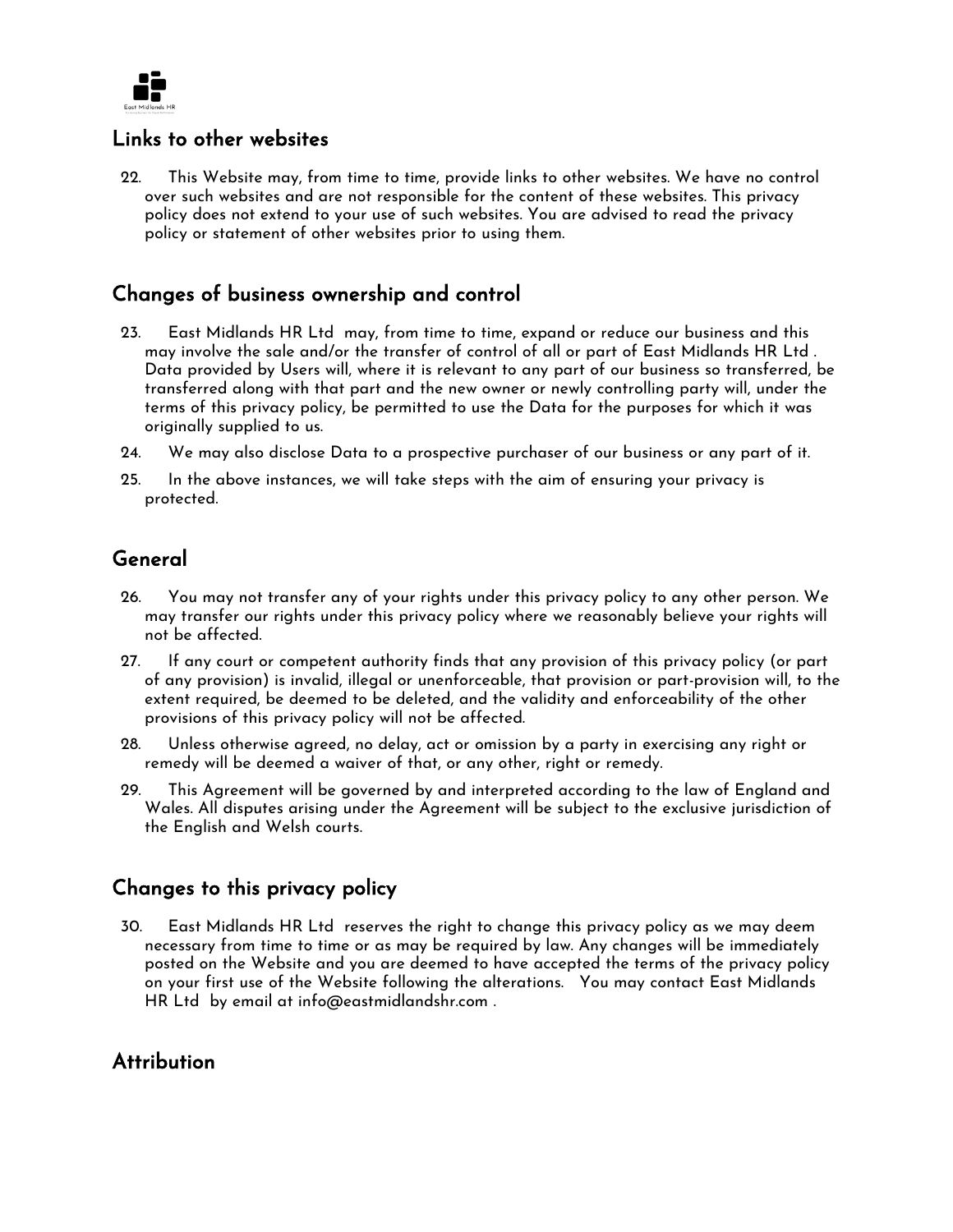## Links to other websites

22. This Website may, from time to time, provide links to other websites. We have no control over such websites and are not responsible for the content of these websites. This privacy policy does not extend to your use of such websites. You are advised to read the privacy policy or statement of other websites prior to using them.

## Changes of business ownership and control

23. East Midlands HR Ltd may, from time to time, expand or reduce our business and this may involve the sale and/or the transfer of control of all or part of East Midlands HR Ltd . Data provided by Users will, where it is relevant to any part of our business so transferred, be transferred along with that part and the new owner or newly controlling party will, under the terms of this privacy policy, be permitted to use the Data for the purposes for which it was originally supplied to us.
24. We may also disclose Data to a prospective purchaser of our business or any part of it.
25. In the above instances, we will take steps with the aim of ensuring your privacy is protected.

## General

26. You may not transfer any of your rights under this privacy policy to any other person. We may transfer our rights under this privacy policy where we reasonably believe your rights will not be affected.
27. If any court or competent authority finds that any provision of this privacy policy (or part of any provision) is invalid, illegal or unenforceable, that provision or part-provision will, to the extent required, be deemed to be deleted, and the validity and enforceability of the other provisions of this privacy policy will not be affected.
28. Unless otherwise agreed, no delay, act or omission by a party in exercising any right or remedy will be deemed a waiver of that, or any other, right or remedy.
29. This Agreement will be governed by and interpreted according to the law of England and Wales. All disputes arising under the Agreement will be subject to the exclusive jurisdiction of the English and Welsh courts.

## Changes to this privacy policy

30. East Midlands HR Ltd reserves the right to change this privacy policy as we may deem necessary from time to time or as may be required by law. Any changes will be immediately posted on the Website and you are deemed to have accepted the terms of the privacy policy on your first use of the Website following the alterations. You may contact East Midlands HR Ltd by email at info@eastmidlandshr.com .

## Attribution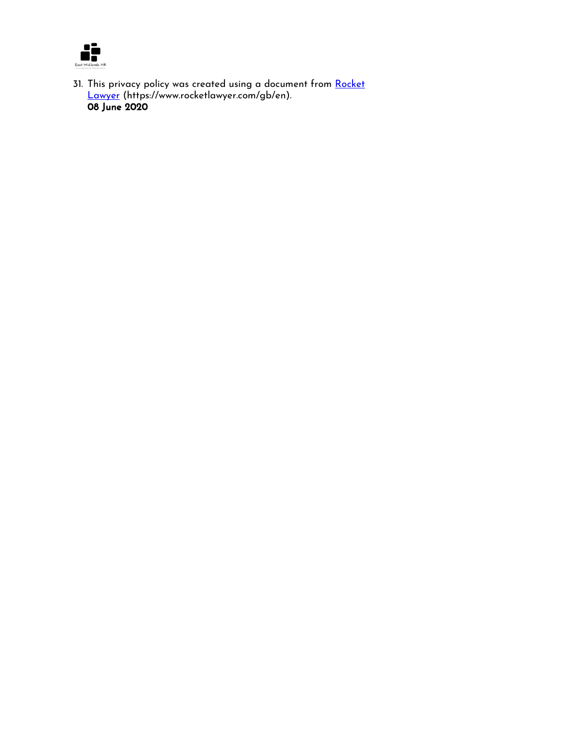31. This privacy policy was created using a document from [Rocket Lawyer](https://www.rocketlawyer.com/gb/en) (https://www.rocketlawyer.com/gb/en).
    **08 June 2020**